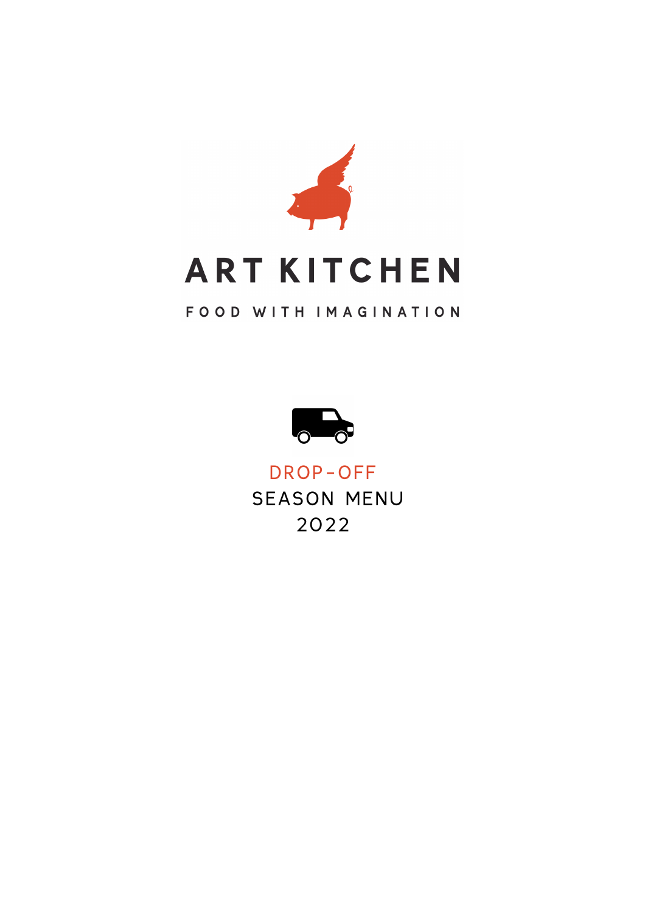# ART KITCHEN

FOOD WITH IMAGINATION

## DROP-OFF
## SEASON MENU
## 2022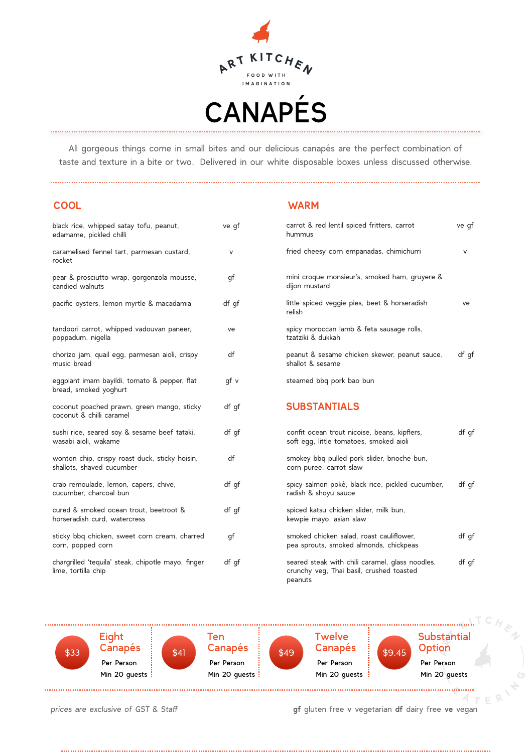ART KITCHEN

FOOD WITH IMAGINATION

# CANAPÉS

All gorgeous things come in small bites and our delicious canapés are the perfect combination of taste and texture in a bite or two. Delivered in our white disposable boxes unless discussed otherwise.

## COOL

| | |
|---|---|
| black rice, whipped satay tofu, peanut, edamame, pickled chilli | ve gf |
| caramelised fennel tart, parmesan custard, rocket | v |
| pear & prosciutto wrap, gorgonzola mousse, candied walnuts | gf |
| pacific oysters, lemon myrtle & macadamia | df gf |
| tandoori carrot, whipped vadouvan paneer, poppadum, nigella | ve |
| chorizo jam, quail egg, parmesan aioli, crispy music bread | df |
| eggplant imam bayildi, tomato & pepper, flat bread, smoked yoghurt | gf v |
| coconut poached prawn, green mango, sticky coconut & chilli caramel | df gf |
| sushi rice, seared soy & sesame beef tataki, wasabi aioli, wakame | df gf |
| wonton chip, crispy roast duck, sticky hoisin, shallots, shaved cucumber | df |
| crab remoulade, lemon, capers, chive, cucumber, charcoal bun | df gf |
| cured & smoked ocean trout, beetroot & horseradish curd, watercress | df gf |
| sticky bbq chicken, sweet corn cream, charred corn, popped corn | gf |
| chargrilled 'tequila' steak, chipotle mayo, finger lime, tortilla chip | df gf |

## WARM

| | |
|---|---|
| carrot & red lentil spiced fritters, carrot hummus | ve gf |
| fried cheesy corn empanadas, chimichurri | v |
| mini croque monsieur's, smoked ham, gruyere & dijon mustard | |
| little spiced veggie pies, beet & horseradish relish | ve |
| spicy moroccan lamb & feta sausage rolls, tzatziki & dukkah | |
| peanut & sesame chicken skewer, peanut sauce, shallot & sesame | df gf |
| steamed bbq pork bao bun | |

## SUBSTANTIALS

| | |
|---|---|
| confit ocean trout nicoise, beans, kipflers, soft egg, little tomatoes, smoked aioli | df gf |
| smokey bbq pulled pork slider, brioche bun, corn puree, carrot slaw | |
| spicy salmon poké, black rice, pickled cucumber, radish & shoyu sauce | df gf |
| spiced katsu chicken slider, milk bun, kewpie mayo, asian slaw | |
| smoked chicken salad, roast cauliflower, pea sprouts, smoked almonds, chickpeas | df gf |
| seared steak with chili caramel, glass noodles, crunchy veg, Thai basil, crushed toasted peanuts | df gf |

| Price | Option | | |
|---|---|---|---|
| $33 | Eight Canapés | Per Person | Min 20 guests |
| $41 | Ten Canapés | Per Person | Min 20 guests |
| $49 | Twelve Canapés | Per Person | Min 20 guests |
| $9.45 | Substantial Option | Per Person | Min 20 guests |

*prices are exclusive of GST & Staff*

**gf** gluten free **v** vegetarian **df** dairy free **ve** vegan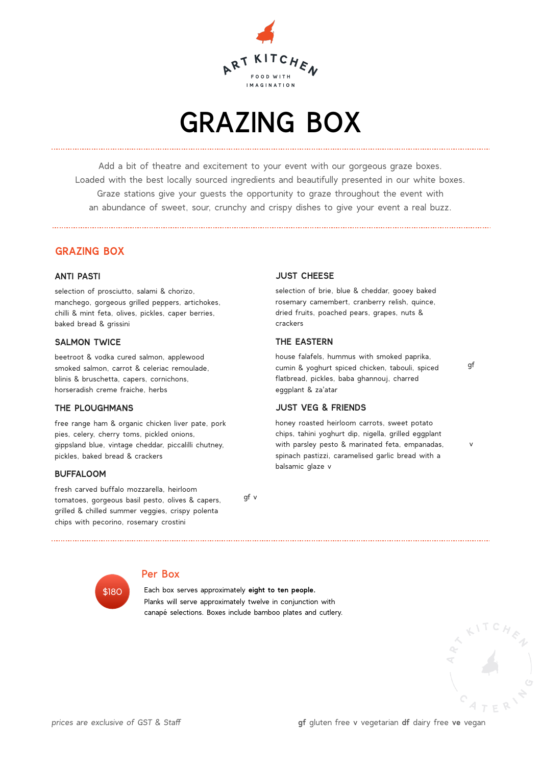ART KITCHEN

FOOD WITH IMAGINATION

# GRAZING BOX

Add a bit of theatre and excitement to your event with our gorgeous graze boxes.
Loaded with the best locally sourced ingredients and beautifully presented in our white boxes.
Graze stations give your guests the opportunity to graze throughout the event with
an abundance of sweet, sour, crunchy and crispy dishes to give your event a real buzz.

## GRAZING BOX

### ANTI PASTI

selection of prosciutto, salami & chorizo, manchego, gorgeous grilled peppers, artichokes, chilli & mint feta, olives, pickles, caper berries, baked bread & grissini

### SALMON TWICE

beetroot & vodka cured salmon, applewood smoked salmon, carrot & celeriac remoulade, blinis & bruschetta, capers, cornichons, horseradish creme fraiche, herbs

### THE PLOUGHMANS

free range ham & organic chicken liver pate, pork pies, celery, cherry toms, pickled onions, gippsland blue, vintage cheddar, piccalilli chutney, pickles, baked bread & crackers

### BUFFALOOM

fresh carved buffalo mozzarella, heirloom tomatoes, gorgeous basil pesto, olives & capers, grilled & chilled summer veggies, crispy polenta chips with pecorino, rosemary crostini — gf v

### JUST CHEESE

selection of brie, blue & cheddar, gooey baked rosemary camembert, cranberry relish, quince, dried fruits, poached pears, grapes, nuts & crackers

### THE EASTERN

house falafels, hummus with smoked paprika, cumin & yoghurt spiced chicken, tabouli, spiced flatbread, pickles, baba ghannouj, charred eggplant & za'atar — gf

### JUST VEG & FRIENDS

honey roasted heirloom carrots, sweet potato chips, tahini yoghurt dip, nigella, grilled eggplant with parsley pesto & marinated feta, empanadas, spinach pastizzi, caramelised garlic bread with a balsamic glaze v — v

## Per Box

**$180**

Each box serves approximately **eight to ten people.**
Planks will serve approximately twelve in conjunction with canapé selections. Boxes include bamboo plates and cutlery.

*prices are exclusive of GST & Staff*

**gf** gluten free **v** vegetarian **df** dairy free **ve** vegan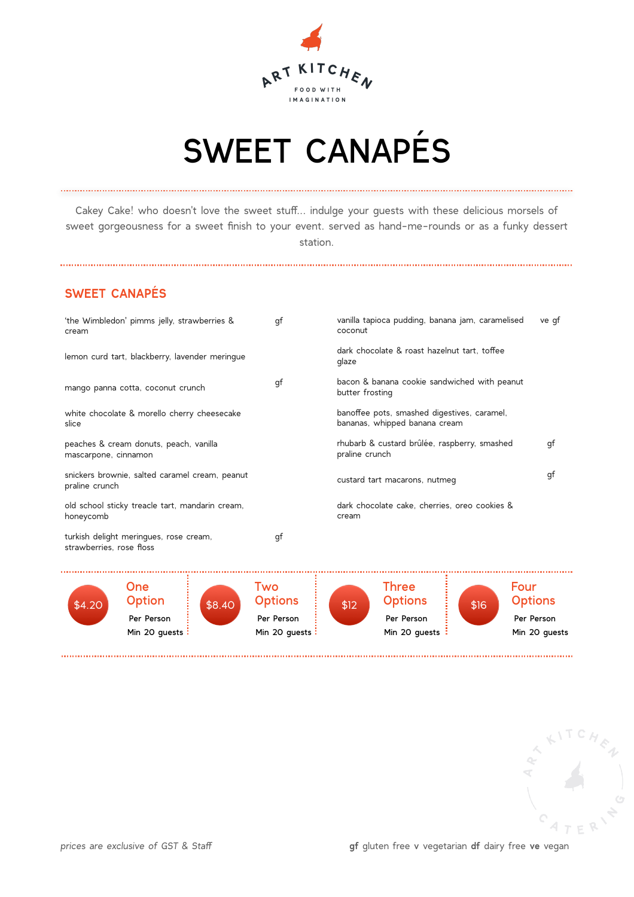ART KITCHEN

FOOD WITH IMAGINATION

# SWEET CANAPÉS

Cakey Cake! who doesn't love the sweet stuff... indulge your guests with these delicious morsels of sweet gorgeousness for a sweet finish to your event. served as hand-me-rounds or as a funky dessert station.

## SWEET CANAPÉS

| | |
|---|---|
| 'the Wimbledon' pimms jelly, strawberries & cream | gf |
| lemon curd tart, blackberry, lavender meringue | |
| mango panna cotta, coconut crunch | gf |
| white chocolate & morello cherry cheesecake slice | |
| peaches & cream donuts, peach, vanilla mascarpone, cinnamon | |
| snickers brownie, salted caramel cream, peanut praline crunch | |
| old school sticky treacle tart, mandarin cream, honeycomb | |
| turkish delight meringues, rose cream, strawberries, rose floss | gf |
| vanilla tapioca pudding, banana jam, caramelised coconut | ve gf |
| dark chocolate & roast hazelnut tart, toffee glaze | |
| bacon & banana cookie sandwiched with peanut butter frosting | |
| banoffee pots, smashed digestives, caramel, bananas, whipped banana cream | |
| rhubarb & custard brûlée, raspberry, smashed praline crunch | gf |
| custard tart macarons, nutmeg | gf |
| dark chocolate cake, cherries, oreo cookies & cream | |

| Price | Options | |
|---|---|---|
| $4.20 | One Option | Per Person, Min 20 guests |
| $8.40 | Two Options | Per Person, Min 20 guests |
| $12 | Three Options | Per Person, Min 20 guests |
| $16 | Four Options | Per Person, Min 20 guests |

*prices are exclusive of GST & Staff*

**gf** gluten free **v** vegetarian **df** dairy free **ve** vegan